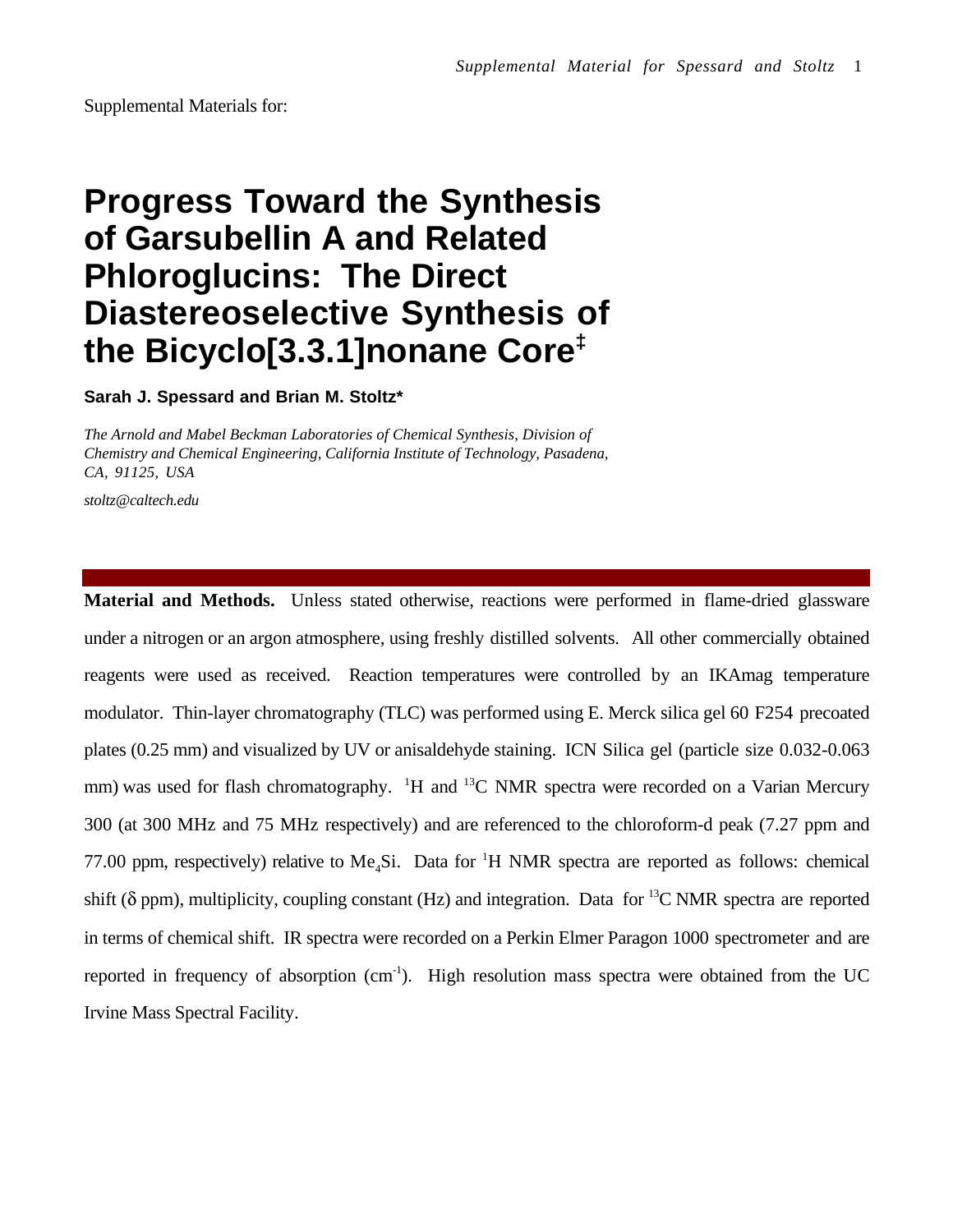Supplemental Materials for:

# Progress Toward the Synthesis of Garsubellin A and Related Phloroglucins: The Direct Diastereoselective Synthesis of the Bicyclo[3.3.1]nonane Core[‡]

**Sarah J. Spessard and Brian M. Stoltz***

*The Arnold and Mabel Beckman Laboratories of Chemical Synthesis, Division of Chemistry and Chemical Engineering, California Institute of Technology, Pasadena, CA, 91125, USA*

*stoltz@caltech.edu*

---

**Material and Methods.** Unless stated otherwise, reactions were performed in flame-dried glassware under a nitrogen or an argon atmosphere, using freshly distilled solvents. All other commercially obtained reagents were used as received. Reaction temperatures were controlled by an IKAmag temperature modulator. Thin-layer chromatography (TLC) was performed using E. Merck silica gel 60 F254 precoated plates (0.25 mm) and visualized by UV or anisaldehyde staining. ICN Silica gel (particle size 0.032-0.063 mm) was used for flash chromatography. $^{1}H$ and $^{13}C$ NMR spectra were recorded on a Varian Mercury 300 (at 300 MHz and 75 MHz respectively) and are referenced to the chloroform-d peak (7.27 ppm and 77.00 ppm, respectively) relative to $Me_4Si$. Data for $^{1}H$ NMR spectra are reported as follows: chemical shift ($\delta$ ppm), multiplicity, coupling constant (Hz) and integration. Data for $^{13}C$ NMR spectra are reported in terms of chemical shift. IR spectra were recorded on a Perkin Elmer Paragon 1000 spectrometer and are reported in frequency of absorption ($cm^{-1}$). High resolution mass spectra were obtained from the UC Irvine Mass Spectral Facility.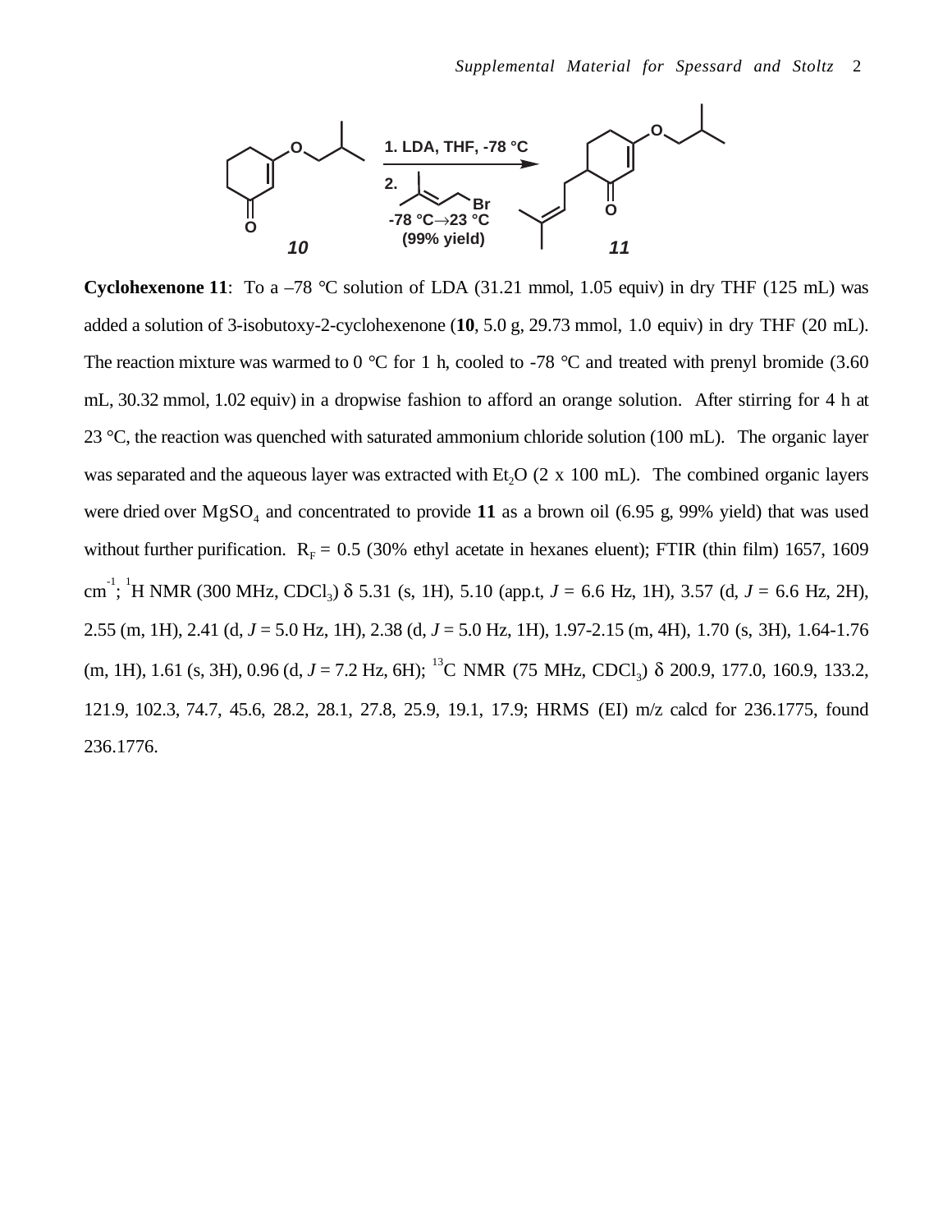1. LDA, THF, -78 °C

2. prenyl bromide, -78 °C→23 °C (99% yield)

**10** → **11**

**Cyclohexenone 11**: To a –78 °C solution of LDA (31.21 mmol, 1.05 equiv) in dry THF (125 mL) was added a solution of 3-isobutoxy-2-cyclohexenone (**10**, 5.0 g, 29.73 mmol, 1.0 equiv) in dry THF (20 mL). The reaction mixture was warmed to 0 °C for 1 h, cooled to -78 °C and treated with prenyl bromide (3.60 mL, 30.32 mmol, 1.02 equiv) in a dropwise fashion to afford an orange solution. After stirring for 4 h at 23 °C, the reaction was quenched with saturated ammonium chloride solution (100 mL). The organic layer was separated and the aqueous layer was extracted with $Et_2O$ (2 x 100 mL). The combined organic layers were dried over $MgSO_4$ and concentrated to provide **11** as a brown oil (6.95 g, 99% yield) that was used without further purification. $R_F$ = 0.5 (30% ethyl acetate in hexanes eluent); FTIR (thin film) 1657, 1609 $cm^{-1}$; $^1H$ NMR (300 MHz, $CDCl_3$) δ 5.31 (s, 1H), 5.10 (app.t, *J* = 6.6 Hz, 1H), 3.57 (d, *J* = 6.6 Hz, 2H), 2.55 (m, 1H), 2.41 (d, *J* = 5.0 Hz, 1H), 2.38 (d, *J* = 5.0 Hz, 1H), 1.97-2.15 (m, 4H), 1.70 (s, 3H), 1.64-1.76 (m, 1H), 1.61 (s, 3H), 0.96 (d, *J* = 7.2 Hz, 6H); $^{13}C$ NMR (75 MHz, $CDCl_3$) δ 200.9, 177.0, 160.9, 133.2, 121.9, 102.3, 74.7, 45.6, 28.2, 28.1, 27.8, 25.9, 19.1, 17.9; HRMS (EI) m/z calcd for 236.1775, found 236.1776.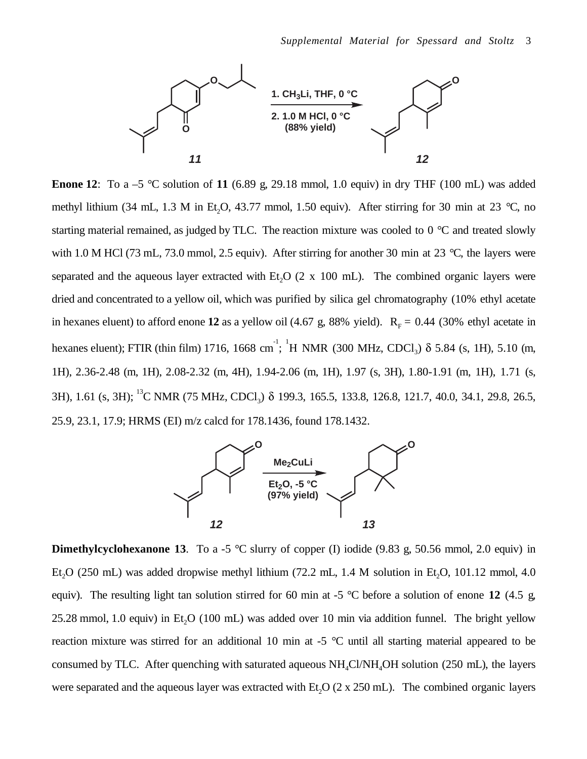**Enone 12**: To a –5 °C solution of **11** (6.89 g, 29.18 mmol, 1.0 equiv) in dry THF (100 mL) was added methyl lithium (34 mL, 1.3 M in $Et_2O$, 43.77 mmol, 1.50 equiv). After stirring for 30 min at 23 °C, no starting material remained, as judged by TLC. The reaction mixture was cooled to 0 °C and treated slowly with 1.0 M HCl (73 mL, 73.0 mmol, 2.5 equiv). After stirring for another 30 min at 23 °C, the layers were separated and the aqueous layer extracted with $Et_2O$ (2 x 100 mL). The combined organic layers were dried and concentrated to a yellow oil, which was purified by silica gel chromatography (10% ethyl acetate in hexanes eluent) to afford enone **12** as a yellow oil (4.67 g, 88% yield). $R_F$ = 0.44 (30% ethyl acetate in hexanes eluent); FTIR (thin film) 1716, 1668 $cm^{-1}$; $^1H$ NMR (300 MHz, $CDCl_3$) δ 5.84 (s, 1H), 5.10 (m, 1H), 2.36-2.48 (m, 1H), 2.08-2.32 (m, 4H), 1.94-2.06 (m, 1H), 1.97 (s, 3H), 1.80-1.91 (m, 1H), 1.71 (s, 3H), 1.61 (s, 3H); $^{13}C$ NMR (75 MHz, $CDCl_3$) δ 199.3, 165.5, 133.8, 126.8, 121.7, 40.0, 34.1, 29.8, 26.5, 25.9, 23.1, 17.9; HRMS (EI) m/z calcd for 178.1436, found 178.1432.

**Dimethylcyclohexanone 13**. To a -5 °C slurry of copper (I) iodide (9.83 g, 50.56 mmol, 2.0 equiv) in $Et_2O$ (250 mL) was added dropwise methyl lithium (72.2 mL, 1.4 M solution in $Et_2O$, 101.12 mmol, 4.0 equiv). The resulting light tan solution stirred for 60 min at -5 °C before a solution of enone **12** (4.5 g, 25.28 mmol, 1.0 equiv) in $Et_2O$ (100 mL) was added over 10 min via addition funnel. The bright yellow reaction mixture was stirred for an additional 10 min at -5 °C until all starting material appeared to be consumed by TLC. After quenching with saturated aqueous $NH_4Cl/NH_4OH$ solution (250 mL), the layers were separated and the aqueous layer was extracted with $Et_2O$ (2 x 250 mL). The combined organic layers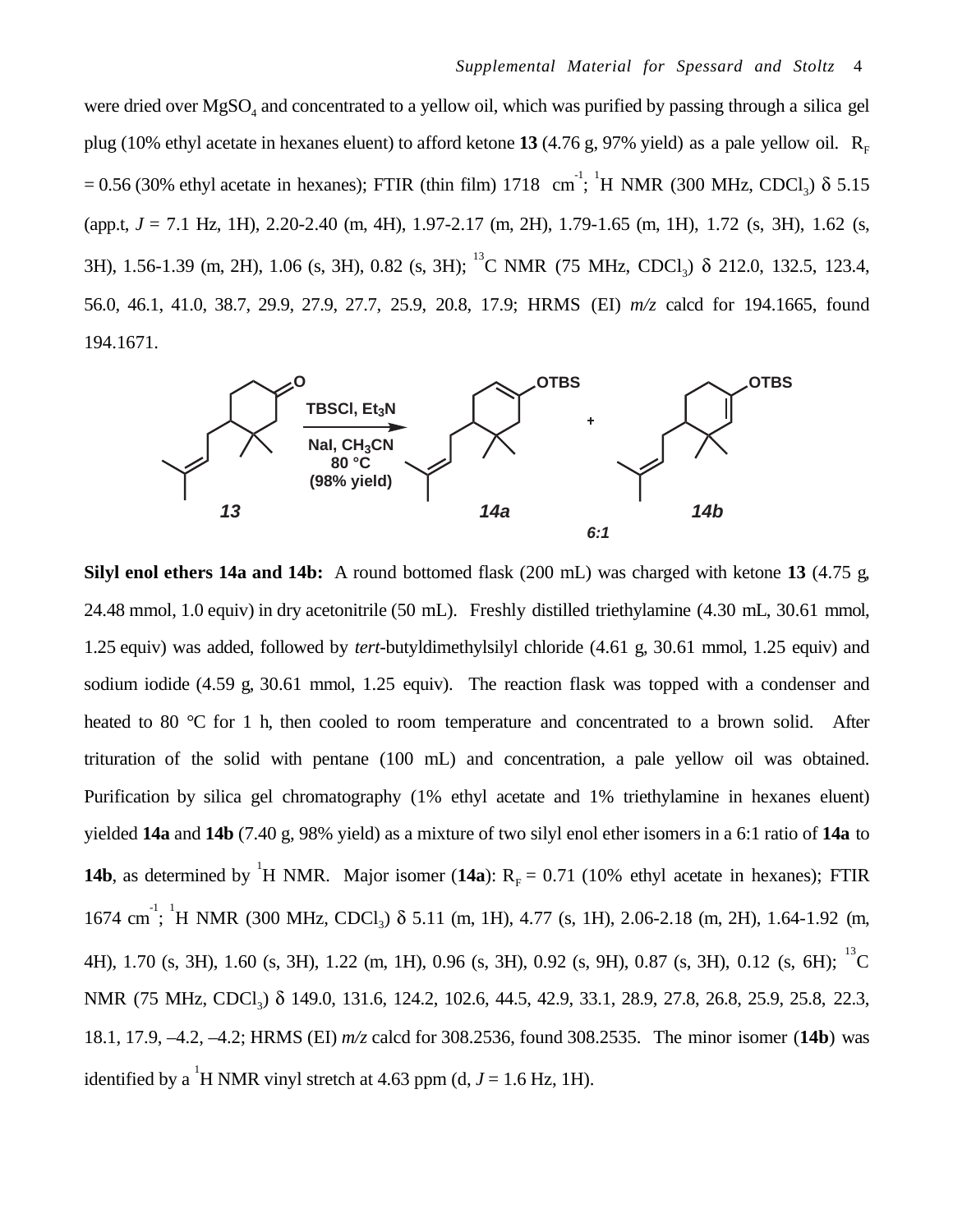were dried over $MgSO_4$ and concentrated to a yellow oil, which was purified by passing through a silica gel plug (10% ethyl acetate in hexanes eluent) to afford ketone **13** (4.76 g, 97% yield) as a pale yellow oil. $R_F$ = 0.56 (30% ethyl acetate in hexanes); FTIR (thin film) 1718 $cm^{-1}$; $^1H$ NMR (300 MHz, $CDCl_3$) δ 5.15 (app.t, $J$ = 7.1 Hz, 1H), 2.20-2.40 (m, 4H), 1.97-2.17 (m, 2H), 1.79-1.65 (m, 1H), 1.72 (s, 3H), 1.62 (s, 3H), 1.56-1.39 (m, 2H), 1.06 (s, 3H), 0.82 (s, 3H); $^{13}C$ NMR (75 MHz, $CDCl_3$) δ 212.0, 132.5, 123.4, 56.0, 46.1, 41.0, 38.7, 29.9, 27.9, 27.7, 25.9, 20.8, 17.9; HRMS (EI) *m/z* calcd for 194.1665, found 194.1671.

**13** → (TBSCl, $Et_3N$; NaI, $CH_3CN$, 80 °C; (98% yield)) → **14a** + **14b** (6:1)

**Silyl enol ethers 14a and 14b:** A round bottomed flask (200 mL) was charged with ketone **13** (4.75 g, 24.48 mmol, 1.0 equiv) in dry acetonitrile (50 mL). Freshly distilled triethylamine (4.30 mL, 30.61 mmol, 1.25 equiv) was added, followed by *tert*-butyldimethylsilyl chloride (4.61 g, 30.61 mmol, 1.25 equiv) and sodium iodide (4.59 g, 30.61 mmol, 1.25 equiv). The reaction flask was topped with a condenser and heated to 80 °C for 1 h, then cooled to room temperature and concentrated to a brown solid. After trituration of the solid with pentane (100 mL) and concentration, a pale yellow oil was obtained. Purification by silica gel chromatography (1% ethyl acetate and 1% triethylamine in hexanes eluent) yielded **14a** and **14b** (7.40 g, 98% yield) as a mixture of two silyl enol ether isomers in a 6:1 ratio of **14a** to **14b**, as determined by $^1H$ NMR. Major isomer (**14a**): $R_F$ = 0.71 (10% ethyl acetate in hexanes); FTIR 1674 $cm^{-1}$; $^1H$ NMR (300 MHz, $CDCl_3$) δ 5.11 (m, 1H), 4.77 (s, 1H), 2.06-2.18 (m, 2H), 1.64-1.92 (m, 4H), 1.70 (s, 3H), 1.60 (s, 3H), 1.22 (m, 1H), 0.96 (s, 3H), 0.92 (s, 9H), 0.87 (s, 3H), 0.12 (s, 6H); $^{13}C$ NMR (75 MHz, $CDCl_3$) δ 149.0, 131.6, 124.2, 102.6, 44.5, 42.9, 33.1, 28.9, 27.8, 26.8, 25.9, 25.8, 22.3, 18.1, 17.9, –4.2, –4.2; HRMS (EI) *m/z* calcd for 308.2536, found 308.2535. The minor isomer (**14b**) was identified by a $^1H$ NMR vinyl stretch at 4.63 ppm (d, $J$ = 1.6 Hz, 1H).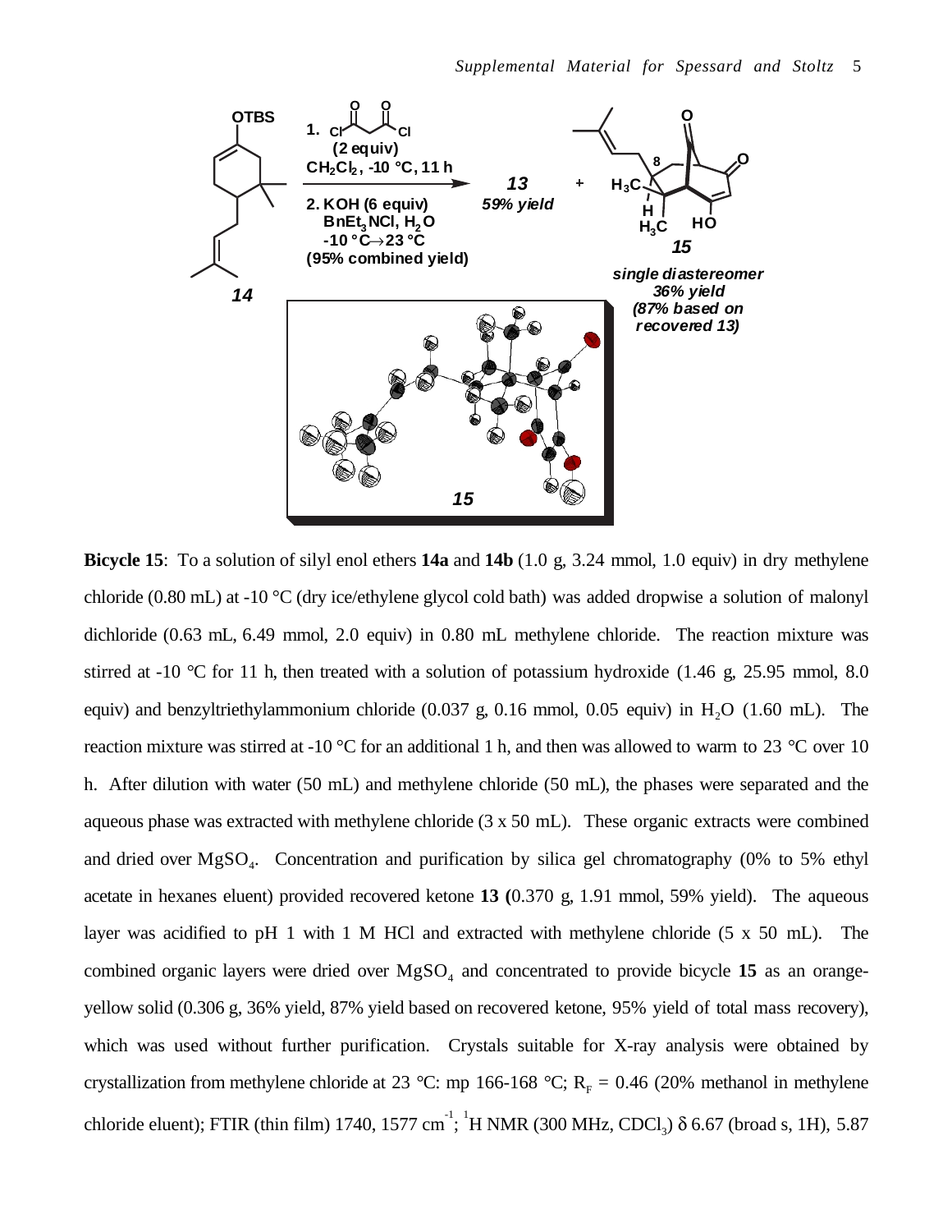**Bicycle 15**: To a solution of silyl enol ethers **14a** and **14b** (1.0 g, 3.24 mmol, 1.0 equiv) in dry methylene chloride (0.80 mL) at -10 °C (dry ice/ethylene glycol cold bath) was added dropwise a solution of malonyl dichloride (0.63 mL, 6.49 mmol, 2.0 equiv) in 0.80 mL methylene chloride. The reaction mixture was stirred at -10 °C for 11 h, then treated with a solution of potassium hydroxide (1.46 g, 25.95 mmol, 8.0 equiv) and benzyltriethylammonium chloride (0.037 g, 0.16 mmol, 0.05 equiv) in $H_2O$ (1.60 mL). The reaction mixture was stirred at -10 °C for an additional 1 h, and then was allowed to warm to 23 °C over 10 h. After dilution with water (50 mL) and methylene chloride (50 mL), the phases were separated and the aqueous phase was extracted with methylene chloride (3 x 50 mL). These organic extracts were combined and dried over $MgSO_4$. Concentration and purification by silica gel chromatography (0% to 5% ethyl acetate in hexanes eluent) provided recovered ketone **13 (**0.370 g, 1.91 mmol, 59% yield). The aqueous layer was acidified to pH 1 with 1 M HCl and extracted with methylene chloride (5 x 50 mL). The combined organic layers were dried over $MgSO_4$ and concentrated to provide bicycle **15** as an orange-yellow solid (0.306 g, 36% yield, 87% yield based on recovered ketone, 95% yield of total mass recovery), which was used without further purification. Crystals suitable for X-ray analysis were obtained by crystallization from methylene chloride at 23 °C: mp 166-168 °C; $R_F$ = 0.46 (20% methanol in methylene chloride eluent); FTIR (thin film) 1740, 1577 $cm^{-1}$; $^1H$ NMR (300 MHz, $CDCl_3$) $\delta$ 6.67 (broad s, 1H), 5.87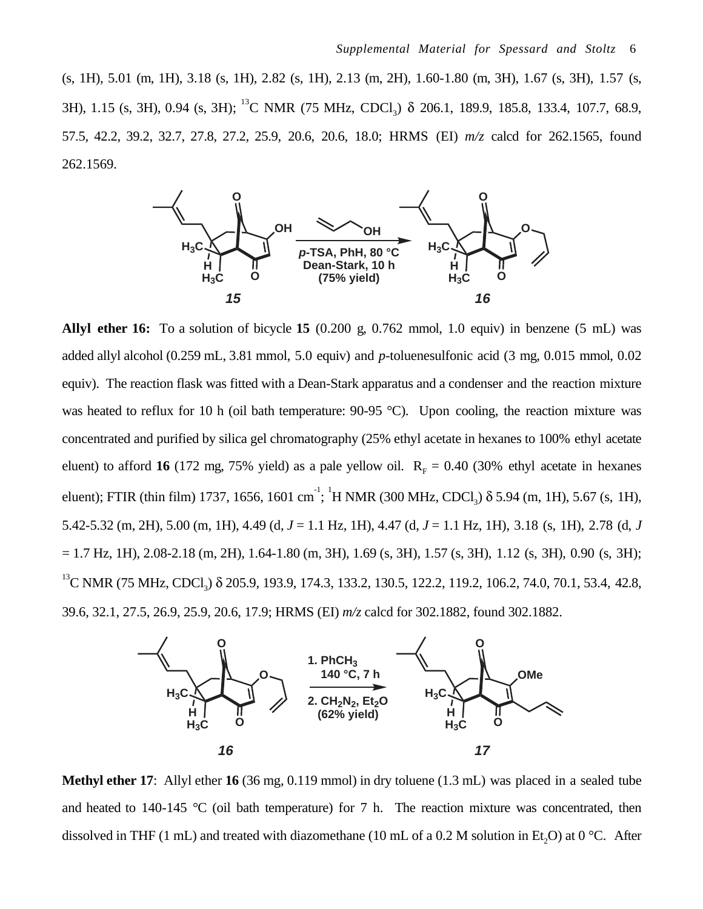(s, 1H), 5.01 (m, 1H), 3.18 (s, 1H), 2.82 (s, 1H), 2.13 (m, 2H), 1.60-1.80 (m, 3H), 1.67 (s, 3H), 1.57 (s, 3H), 1.15 (s, 3H), 0.94 (s, 3H); $^{13}$C NMR (75 MHz, $CDCl_3$) δ 206.1, 189.9, 185.8, 133.4, 107.7, 68.9, 57.5, 42.2, 39.2, 32.7, 27.8, 27.2, 25.9, 20.6, 20.6, 18.0; HRMS (EI) *m/z* calcd for 262.1565, found 262.1569.

**Allyl ether 16:** To a solution of bicycle **15** (0.200 g, 0.762 mmol, 1.0 equiv) in benzene (5 mL) was added allyl alcohol (0.259 mL, 3.81 mmol, 5.0 equiv) and *p*-toluenesulfonic acid (3 mg, 0.015 mmol, 0.02 equiv). The reaction flask was fitted with a Dean-Stark apparatus and a condenser and the reaction mixture was heated to reflux for 10 h (oil bath temperature: 90-95 °C). Upon cooling, the reaction mixture was concentrated and purified by silica gel chromatography (25% ethyl acetate in hexanes to 100% ethyl acetate eluent) to afford **16** (172 mg, 75% yield) as a pale yellow oil. $R_F$ = 0.40 (30% ethyl acetate in hexanes eluent); FTIR (thin film) 1737, 1656, 1601 cm$^{-1}$; $^{1}$H NMR (300 MHz, $CDCl_3$) δ 5.94 (m, 1H), 5.67 (s, 1H), 5.42-5.32 (m, 2H), 5.00 (m, 1H), 4.49 (d, *J* = 1.1 Hz, 1H), 4.47 (d, *J* = 1.1 Hz, 1H), 3.18 (s, 1H), 2.78 (d, *J* = 1.7 Hz, 1H), 2.08-2.18 (m, 2H), 1.64-1.80 (m, 3H), 1.69 (s, 3H), 1.57 (s, 3H), 1.12 (s, 3H), 0.90 (s, 3H); $^{13}$C NMR (75 MHz, $CDCl_3$) δ 205.9, 193.9, 174.3, 133.2, 130.5, 122.2, 119.2, 106.2, 74.0, 70.1, 53.4, 42.8, 39.6, 32.1, 27.5, 26.9, 25.9, 20.6, 17.9; HRMS (EI) *m/z* calcd for 302.1882, found 302.1882.

**Methyl ether 17**: Allyl ether **16** (36 mg, 0.119 mmol) in dry toluene (1.3 mL) was placed in a sealed tube and heated to 140-145 °C (oil bath temperature) for 7 h. The reaction mixture was concentrated, then dissolved in THF (1 mL) and treated with diazomethane (10 mL of a 0.2 M solution in $Et_2O$) at 0 °C. After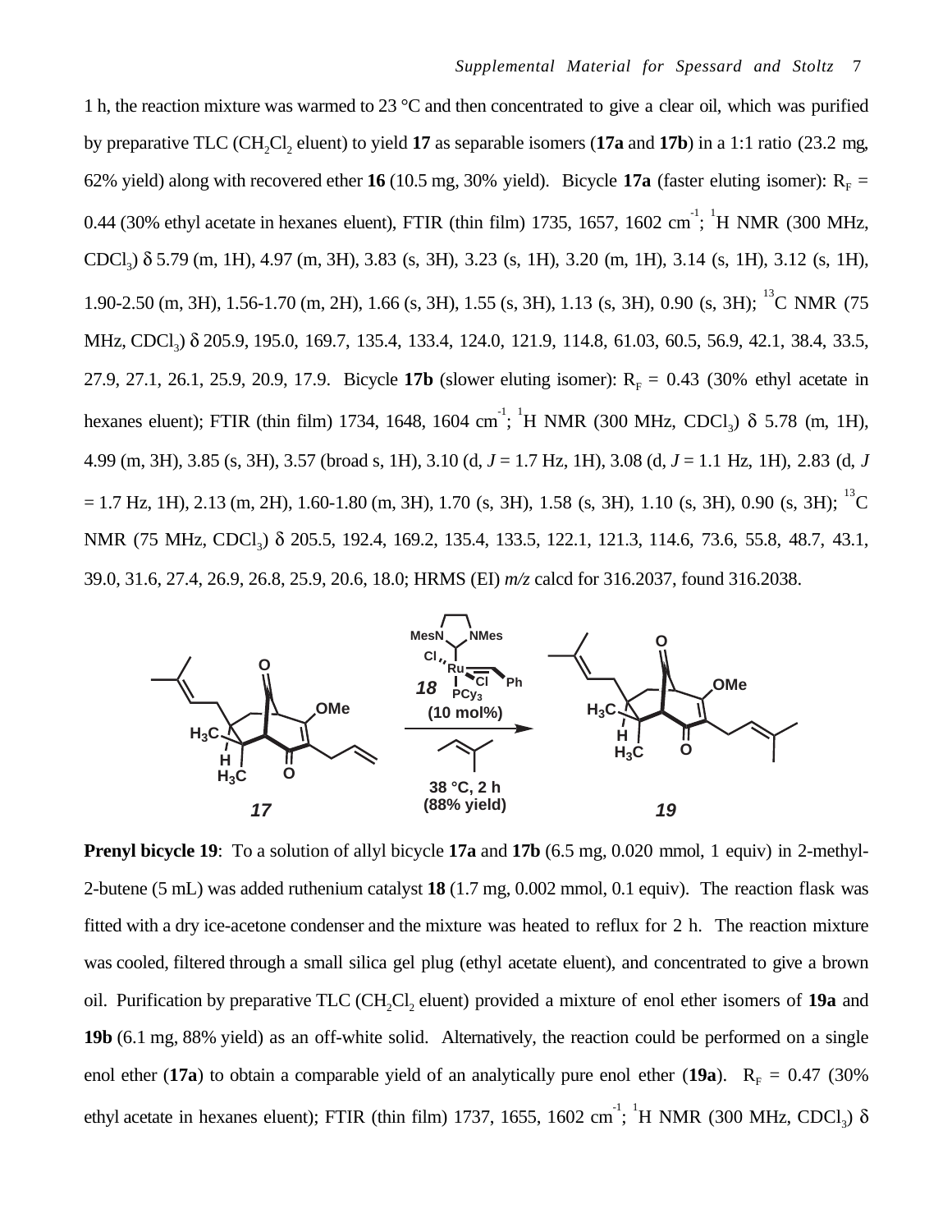1 h, the reaction mixture was warmed to 23 °C and then concentrated to give a clear oil, which was purified by preparative TLC ($CH_2Cl_2$ eluent) to yield **17** as separable isomers (**17a** and **17b**) in a 1:1 ratio (23.2 mg, 62% yield) along with recovered ether **16** (10.5 mg, 30% yield). Bicycle **17a** (faster eluting isomer): $R_F$ = 0.44 (30% ethyl acetate in hexanes eluent), FTIR (thin film) 1735, 1657, 1602 $cm^{-1}$; $^1H$ NMR (300 MHz, $CDCl_3$) δ 5.79 (m, 1H), 4.97 (m, 3H), 3.83 (s, 3H), 3.23 (s, 1H), 3.20 (m, 1H), 3.14 (s, 1H), 3.12 (s, 1H), 1.90-2.50 (m, 3H), 1.56-1.70 (m, 2H), 1.66 (s, 3H), 1.55 (s, 3H), 1.13 (s, 3H), 0.90 (s, 3H); $^{13}C$ NMR (75 MHz, $CDCl_3$) δ 205.9, 195.0, 169.7, 135.4, 133.4, 124.0, 121.9, 114.8, 61.03, 60.5, 56.9, 42.1, 38.4, 33.5, 27.9, 27.1, 26.1, 25.9, 20.9, 17.9. Bicycle **17b** (slower eluting isomer): $R_F$ = 0.43 (30% ethyl acetate in hexanes eluent); FTIR (thin film) 1734, 1648, 1604 $cm^{-1}$; $^1H$ NMR (300 MHz, $CDCl_3$) δ 5.78 (m, 1H), 4.99 (m, 3H), 3.85 (s, 3H), 3.57 (broad s, 1H), 3.10 (d, *J* = 1.7 Hz, 1H), 3.08 (d, *J* = 1.1 Hz, 1H), 2.83 (d, *J* = 1.7 Hz, 1H), 2.13 (m, 2H), 1.60-1.80 (m, 3H), 1.70 (s, 3H), 1.58 (s, 3H), 1.10 (s, 3H), 0.90 (s, 3H); $^{13}C$ NMR (75 MHz, $CDCl_3$) δ 205.5, 192.4, 169.2, 135.4, 133.5, 122.1, 121.3, 114.6, 73.6, 55.8, 48.7, 43.1, 39.0, 31.6, 27.4, 26.9, 26.8, 25.9, 20.6, 18.0; HRMS (EI) *m/z* calcd for 316.2037, found 316.2038.

**Prenyl bicycle 19**: To a solution of allyl bicycle **17a** and **17b** (6.5 mg, 0.020 mmol, 1 equiv) in 2-methyl-2-butene (5 mL) was added ruthenium catalyst **18** (1.7 mg, 0.002 mmol, 0.1 equiv). The reaction flask was fitted with a dry ice-acetone condenser and the mixture was heated to reflux for 2 h. The reaction mixture was cooled, filtered through a small silica gel plug (ethyl acetate eluent), and concentrated to give a brown oil. Purification by preparative TLC ($CH_2Cl_2$ eluent) provided a mixture of enol ether isomers of **19a** and **19b** (6.1 mg, 88% yield) as an off-white solid. Alternatively, the reaction could be performed on a single enol ether (**17a**) to obtain a comparable yield of an analytically pure enol ether (**19a**). $R_F$ = 0.47 (30% ethyl acetate in hexanes eluent); FTIR (thin film) 1737, 1655, 1602 $cm^{-1}$; $^1H$ NMR (300 MHz, $CDCl_3$) δ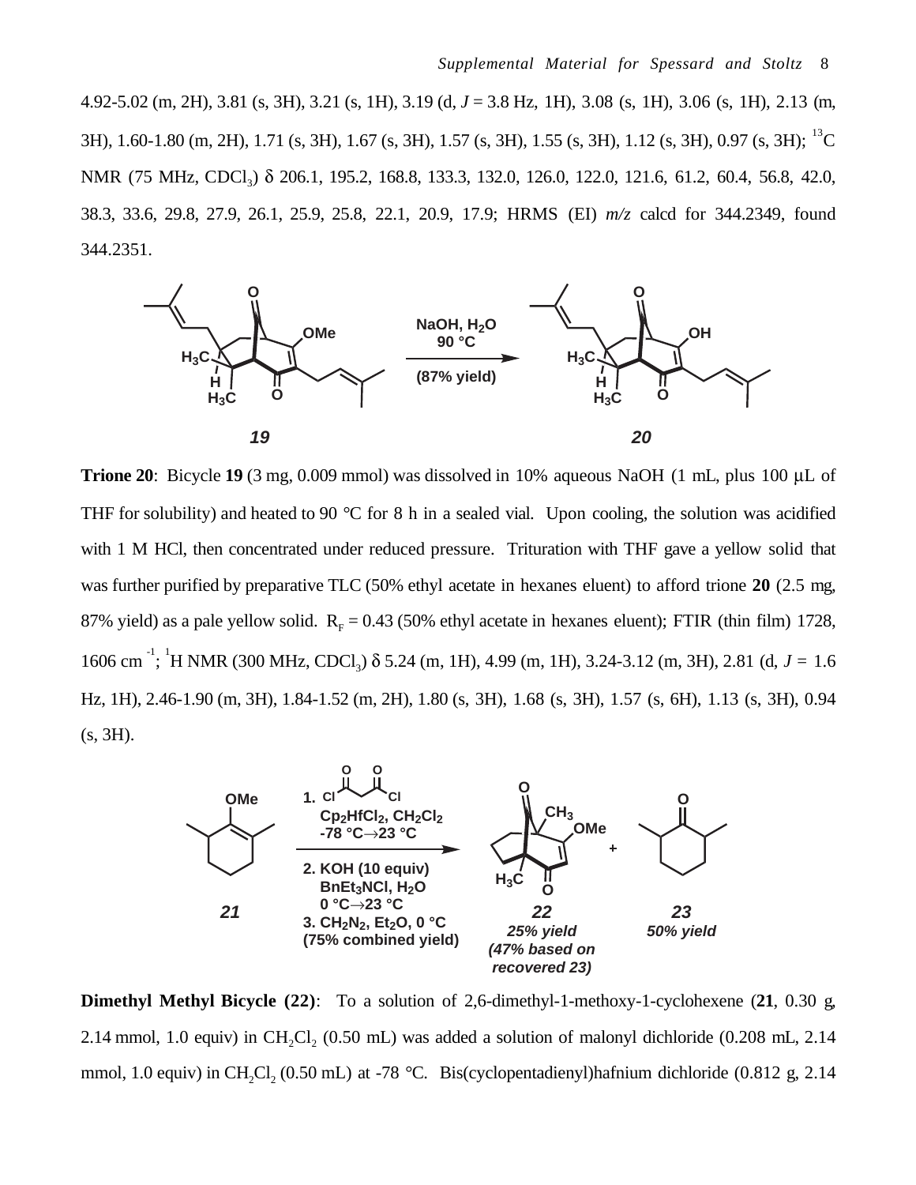4.92-5.02 (m, 2H), 3.81 (s, 3H), 3.21 (s, 1H), 3.19 (d, $J$ = 3.8 Hz, 1H), 3.08 (s, 1H), 3.06 (s, 1H), 2.13 (m, 3H), 1.60-1.80 (m, 2H), 1.71 (s, 3H), 1.67 (s, 3H), 1.57 (s, 3H), 1.55 (s, 3H), 1.12 (s, 3H), 0.97 (s, 3H); $^{13}$C NMR (75 MHz, $CDCl_3$) δ 206.1, 195.2, 168.8, 133.3, 132.0, 126.0, 122.0, 121.6, 61.2, 60.4, 56.8, 42.0, 38.3, 33.6, 29.8, 27.9, 26.1, 25.9, 25.8, 22.1, 20.9, 17.9; HRMS (EI) *m/z* calcd for 344.2349, found 344.2351.

**Trione 20**: Bicycle **19** (3 mg, 0.009 mmol) was dissolved in 10% aqueous NaOH (1 mL, plus 100 μL of THF for solubility) and heated to 90 °C for 8 h in a sealed vial. Upon cooling, the solution was acidified with 1 M HCl, then concentrated under reduced pressure. Trituration with THF gave a yellow solid that was further purified by preparative TLC (50% ethyl acetate in hexanes eluent) to afford trione **20** (2.5 mg, 87% yield) as a pale yellow solid. $R_F$ = 0.43 (50% ethyl acetate in hexanes eluent); FTIR (thin film) 1728, 1606 cm$^{-1}$; $^1$H NMR (300 MHz, $CDCl_3$) δ 5.24 (m, 1H), 4.99 (m, 1H), 3.24-3.12 (m, 3H), 2.81 (d, $J$ = 1.6 Hz, 1H), 2.46-1.90 (m, 3H), 1.84-1.52 (m, 2H), 1.80 (s, 3H), 1.68 (s, 3H), 1.57 (s, 6H), 1.13 (s, 3H), 0.94 (s, 3H).

**Dimethyl Methyl Bicycle (22)**: To a solution of 2,6-dimethyl-1-methoxy-1-cyclohexene (**21**, 0.30 g, 2.14 mmol, 1.0 equiv) in $CH_2Cl_2$ (0.50 mL) was added a solution of malonyl dichloride (0.208 mL, 2.14 mmol, 1.0 equiv) in $CH_2Cl_2$ (0.50 mL) at -78 °C. Bis(cyclopentadienyl)hafnium dichloride (0.812 g, 2.14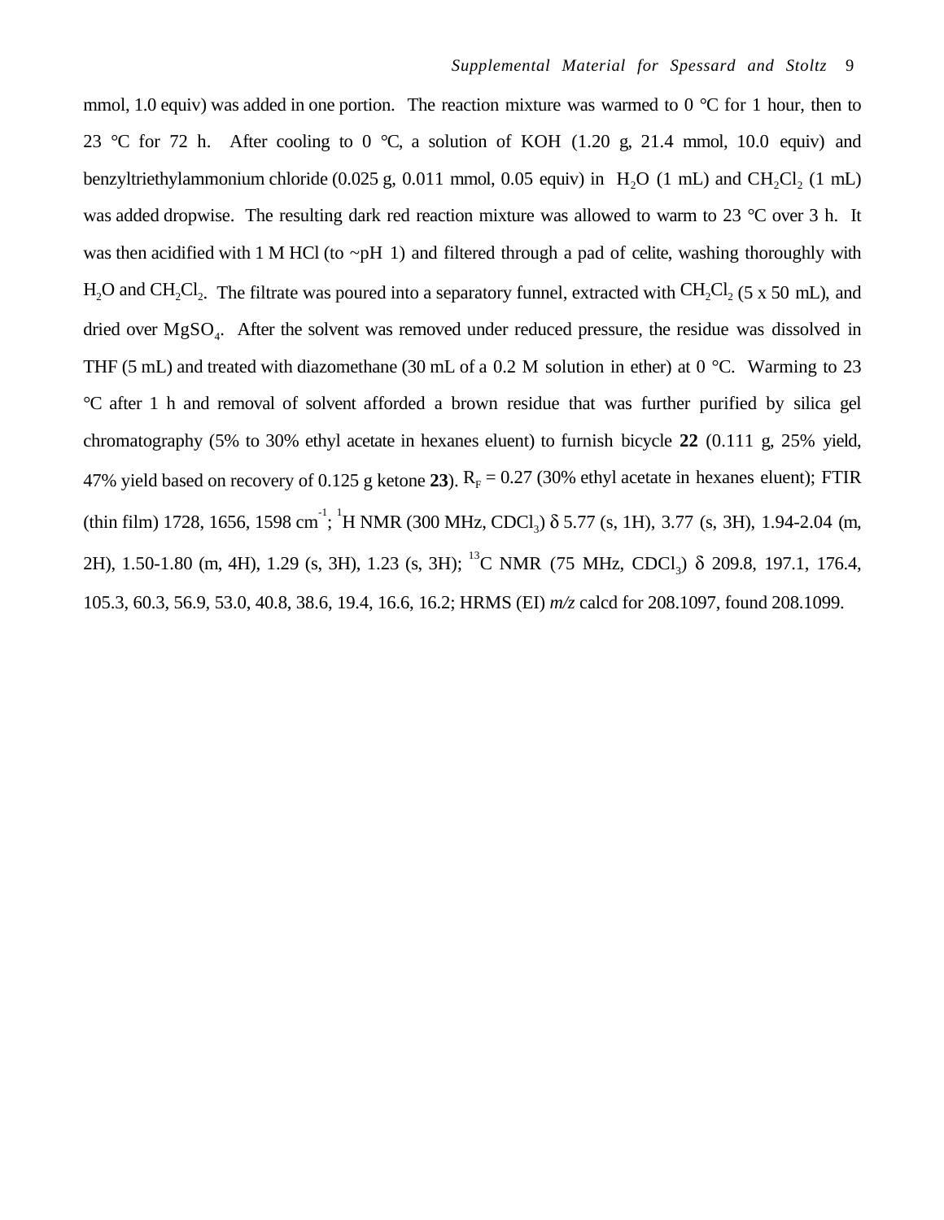mmol, 1.0 equiv) was added in one portion. The reaction mixture was warmed to 0 °C for 1 hour, then to 23 °C for 72 h. After cooling to 0 °C, a solution of KOH (1.20 g, 21.4 mmol, 10.0 equiv) and benzyltriethylammonium chloride (0.025 g, 0.011 mmol, 0.05 equiv) in $H_2O$ (1 mL) and $CH_2Cl_2$ (1 mL) was added dropwise. The resulting dark red reaction mixture was allowed to warm to 23 °C over 3 h. It was then acidified with 1 M HCl (to ~pH 1) and filtered through a pad of celite, washing thoroughly with $H_2O$ and $CH_2Cl_2$. The filtrate was poured into a separatory funnel, extracted with $CH_2Cl_2$ (5 x 50 mL), and dried over $MgSO_4$. After the solvent was removed under reduced pressure, the residue was dissolved in THF (5 mL) and treated with diazomethane (30 mL of a 0.2 M solution in ether) at 0 °C. Warming to 23 °C after 1 h and removal of solvent afforded a brown residue that was further purified by silica gel chromatography (5% to 30% ethyl acetate in hexanes eluent) to furnish bicycle **22** (0.111 g, 25% yield, 47% yield based on recovery of 0.125 g ketone **23**). $R_F$ = 0.27 (30% ethyl acetate in hexanes eluent); FTIR (thin film) 1728, 1656, 1598 $cm^{-1}$; $^1H$ NMR (300 MHz, $CDCl_3$) $\delta$ 5.77 (s, 1H), 3.77 (s, 3H), 1.94-2.04 (m, 2H), 1.50-1.80 (m, 4H), 1.29 (s, 3H), 1.23 (s, 3H); $^{13}C$ NMR (75 MHz, $CDCl_3$) $\delta$ 209.8, 197.1, 176.4, 105.3, 60.3, 56.9, 53.0, 40.8, 38.6, 19.4, 16.6, 16.2; HRMS (EI) *m/z* calcd for 208.1097, found 208.1099.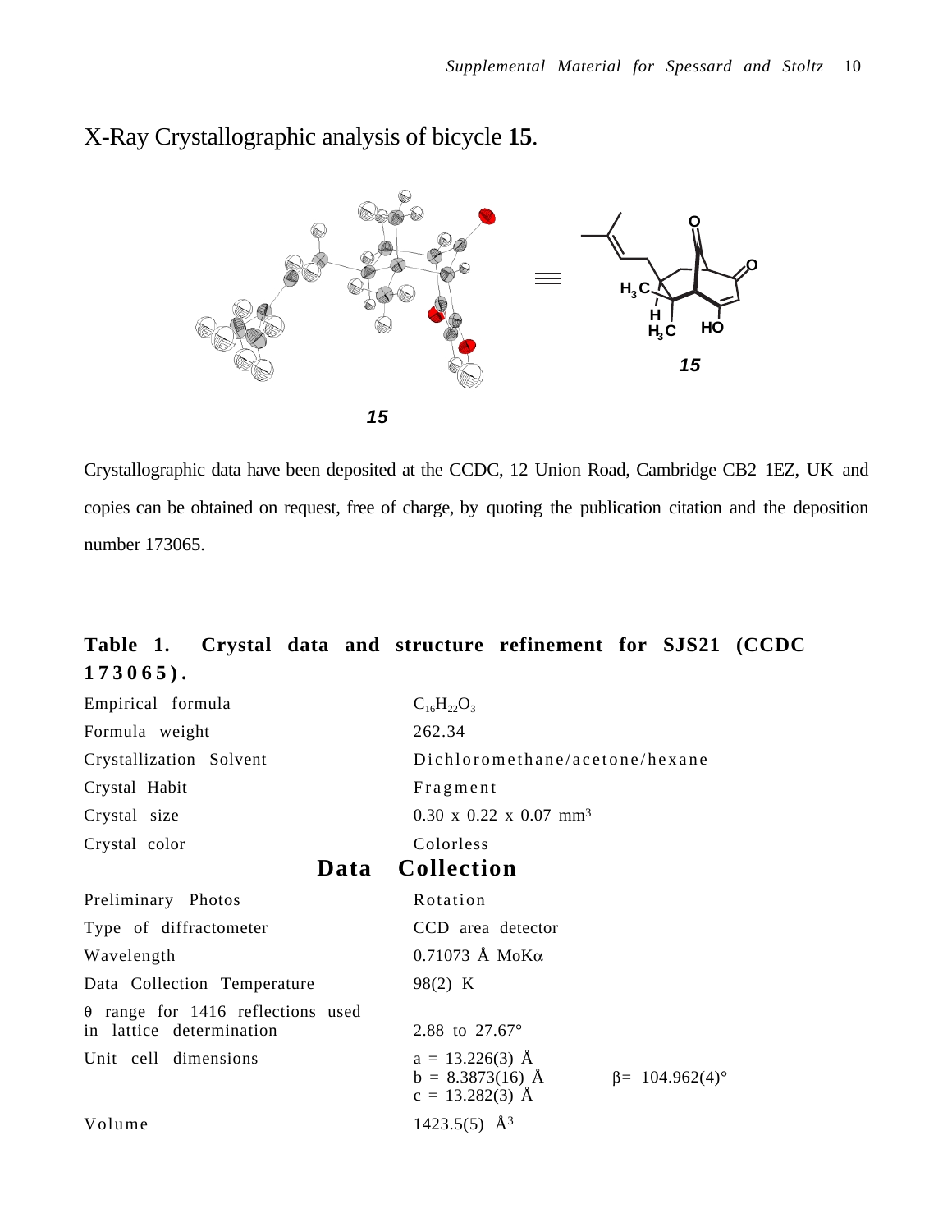# X-Ray Crystallographic analysis of bicycle **15**.

***15***

***15***

Crystallographic data have been deposited at the CCDC, 12 Union Road, Cambridge CB2 1EZ, UK and copies can be obtained on request, free of charge, by quoting the publication citation and the deposition number 173065.

**Table 1. Crystal data and structure refinement for SJS21 (CCDC 173065).**

| | |
|---|---|
| Empirical formula | $C_{16}H_{22}O_3$ |
| Formula weight | 262.34 |
| Crystallization Solvent | Dichloromethane/acetone/hexane |
| Crystal Habit | Fragment |
| Crystal size | 0.30 x 0.22 x 0.07 mm$^3$ |
| Crystal color | Colorless |
| **Data Collection** | |
| Preliminary Photos | Rotation |
| Type of diffractometer | CCD area detector |
| Wavelength | 0.71073 Å MoK$\alpha$ |
| Data Collection Temperature | 98(2) K |
| $\theta$ range for 1416 reflections used in lattice determination | 2.88 to 27.67° |
| Unit cell dimensions | a = 13.226(3) Å<br>b = 8.3873(16) Å $\beta$= 104.962(4)°<br>c = 13.282(3) Å |
| Volume | 1423.5(5) Å$^3$ |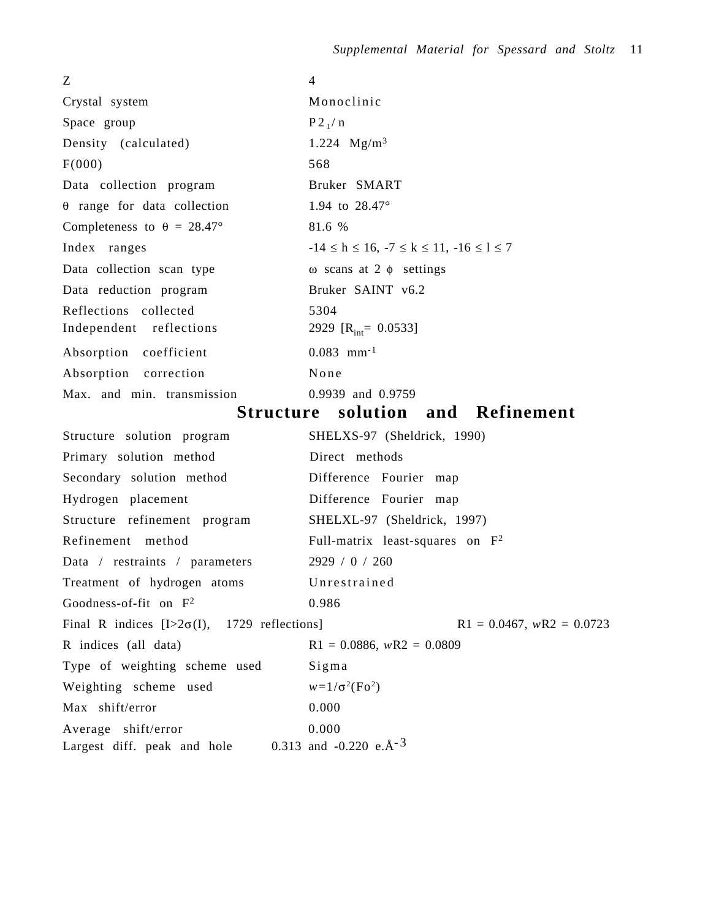| | |
|---|---|
| Z | 4 |
| Crystal system | Monoclinic |
| Space group | $P2_1/n$ |
| Density (calculated) | 1.224 $Mg/m^3$ |
| F(000) | 568 |
| Data collection program | Bruker SMART |
| $\theta$ range for data collection | 1.94 to 28.47° |
| Completeness to $\theta$ = 28.47° | 81.6 % |
| Index ranges | $-14 \leq h \leq 16$, $-7 \leq k \leq 11$, $-16 \leq l \leq 7$ |
| Data collection scan type | $\omega$ scans at 2 $\phi$ settings |
| Data reduction program | Bruker SAINT v6.2 |
| Reflections collected | 5304 |
| Independent reflections | 2929 [$R_{int}$= 0.0533] |
| Absorption coefficient | 0.083 $mm^{-1}$ |
| Absorption correction | None |
| Max. and min. transmission | 0.9939 and 0.9759 |

## Structure solution and Refinement

| | |
|---|---|
| Structure solution program | SHELXS-97 (Sheldrick, 1990) |
| Primary solution method | Direct methods |
| Secondary solution method | Difference Fourier map |
| Hydrogen placement | Difference Fourier map |
| Structure refinement program | SHELXL-97 (Sheldrick, 1997) |
| Refinement method | Full-matrix least-squares on $F^2$ |
| Data / restraints / parameters | 2929 / 0 / 260 |
| Treatment of hydrogen atoms | Unrestrained |
| Goodness-of-fit on $F^2$ | 0.986 |
| Final R indices [$I>2\sigma(I)$, 1729 reflections] | R1 = 0.0467, *w*R2 = 0.0723 |
| R indices (all data) | R1 = 0.0886, *w*R2 = 0.0809 |
| Type of weighting scheme used | Sigma |
| Weighting scheme used | $w=1/\sigma^2(Fo^2)$ |
| Max shift/error | 0.000 |
| Average shift/error | 0.000 |
| Largest diff. peak and hole | 0.313 and -0.220 e.$Å^{-3}$ |